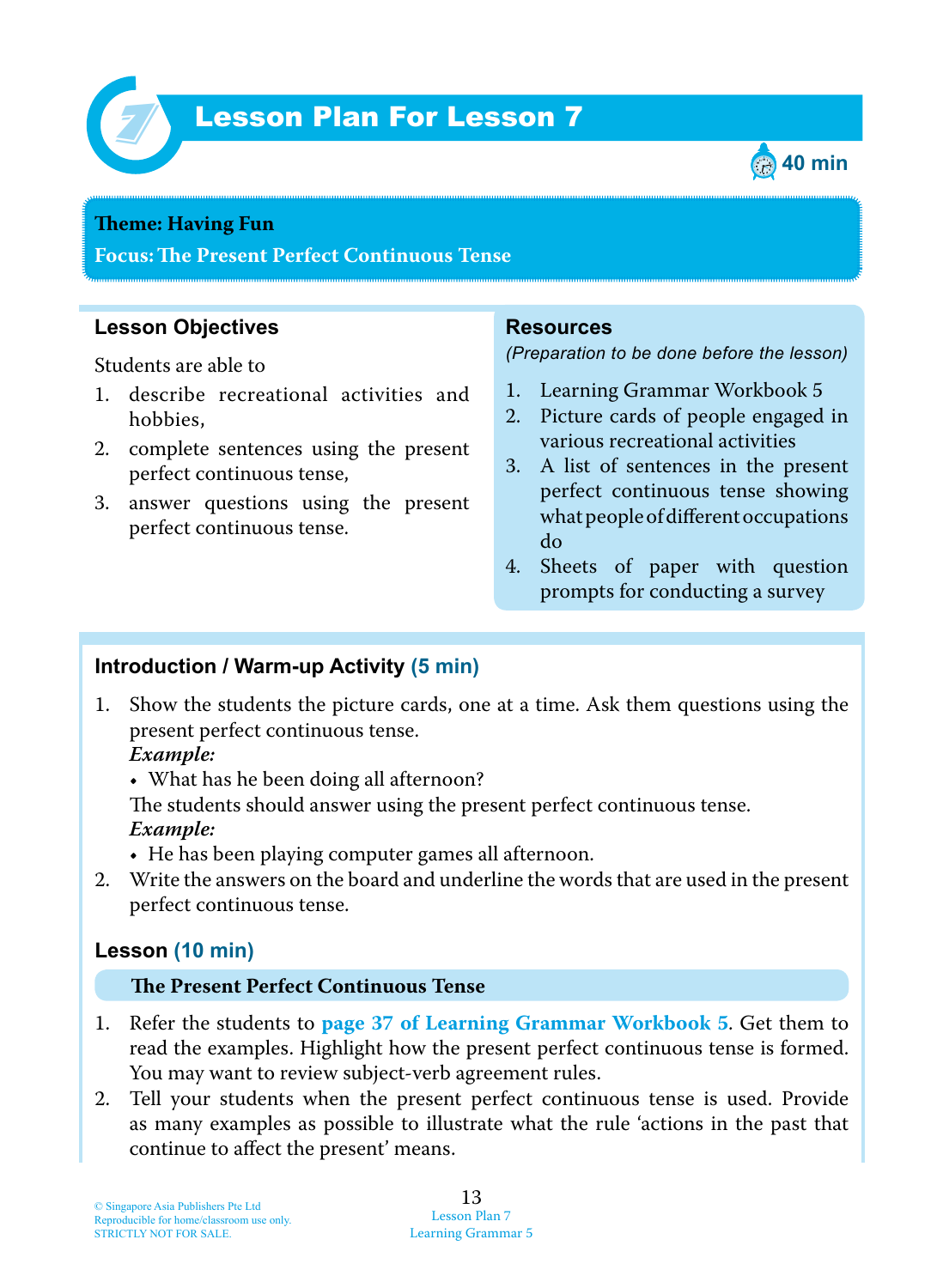# Lesson Plan For Lesson 7

40 min

**Theme: Having Fun**

**Focus: The Present Perfect Continuous Tense**

## Lesson Objectives

Students are able to

1. describe recreational activities and hobbies,
2. complete sentences using the present perfect continuous tense,
3. answer questions using the present perfect continuous tense.

## Resources

*(Preparation to be done before the lesson)*

1. Learning Grammar Workbook 5
2. Picture cards of people engaged in various recreational activities
3. A list of sentences in the present perfect continuous tense showing what people of different occupations do
4. Sheets of paper with question prompts for conducting a survey

## Introduction / Warm-up Activity (5 min)

1. Show the students the picture cards, one at a time. Ask them questions using the present perfect continuous tense.
   ***Example:***
   - What has he been doing all afternoon?

   The students should answer using the present perfect continuous tense.
   ***Example:***
   - He has been playing computer games all afternoon.
2. Write the answers on the board and underline the words that are used in the present perfect continuous tense.

## Lesson (10 min)

### The Present Perfect Continuous Tense

1. Refer the students to **page 37 of Learning Grammar Workbook 5**. Get them to read the examples. Highlight how the present perfect continuous tense is formed. You may want to review subject-verb agreement rules.
2. Tell your students when the present perfect continuous tense is used. Provide as many examples as possible to illustrate what the rule 'actions in the past that continue to affect the present' means.

© Singapore Asia Publishers Pte Ltd
Reproducible for home/classroom use only.
STRICTLY NOT FOR SALE.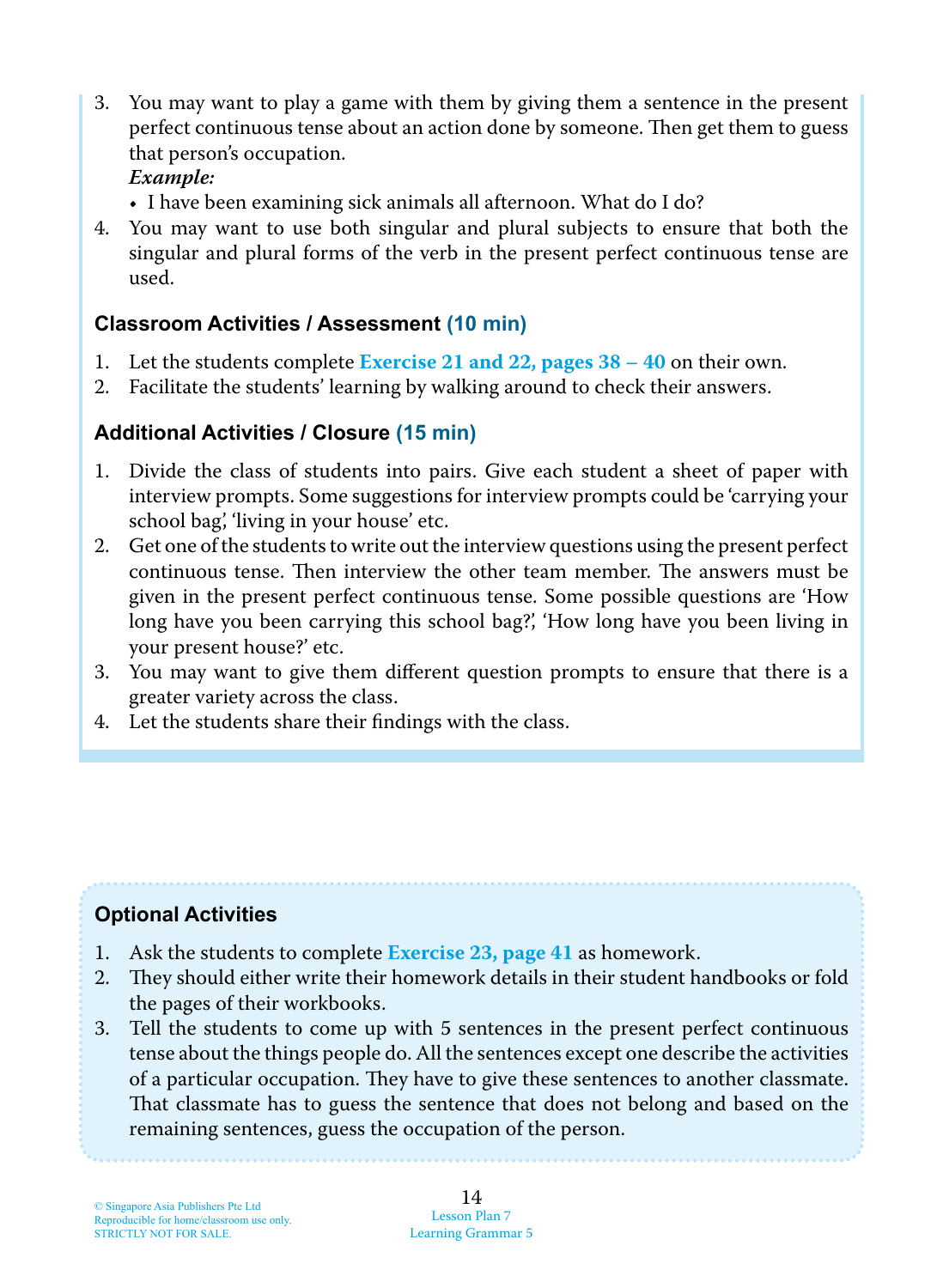3. You may want to play a game with them by giving them a sentence in the present perfect continuous tense about an action done by someone. Then get them to guess that person's occupation.

   ***Example:***
   - I have been examining sick animals all afternoon. What do I do?
4. You may want to use both singular and plural subjects to ensure that both the singular and plural forms of the verb in the present perfect continuous tense are used.

### Classroom Activities / Assessment (10 min)

1. Let the students complete **Exercise 21 and 22, pages 38 – 40** on their own.
2. Facilitate the students' learning by walking around to check their answers.

### Additional Activities / Closure (15 min)

1. Divide the class of students into pairs. Give each student a sheet of paper with interview prompts. Some suggestions for interview prompts could be 'carrying your school bag', 'living in your house' etc.
2. Get one of the students to write out the interview questions using the present perfect continuous tense. Then interview the other team member. The answers must be given in the present perfect continuous tense. Some possible questions are 'How long have you been carrying this school bag?', 'How long have you been living in your present house?' etc.
3. You may want to give them different question prompts to ensure that there is a greater variety across the class.
4. Let the students share their findings with the class.

### Optional Activities

1. Ask the students to complete **Exercise 23, page 41** as homework.
2. They should either write their homework details in their student handbooks or fold the pages of their workbooks.
3. Tell the students to come up with 5 sentences in the present perfect continuous tense about the things people do. All the sentences except one describe the activities of a particular occupation. They have to give these sentences to another classmate. That classmate has to guess the sentence that does not belong and based on the remaining sentences, guess the occupation of the person.